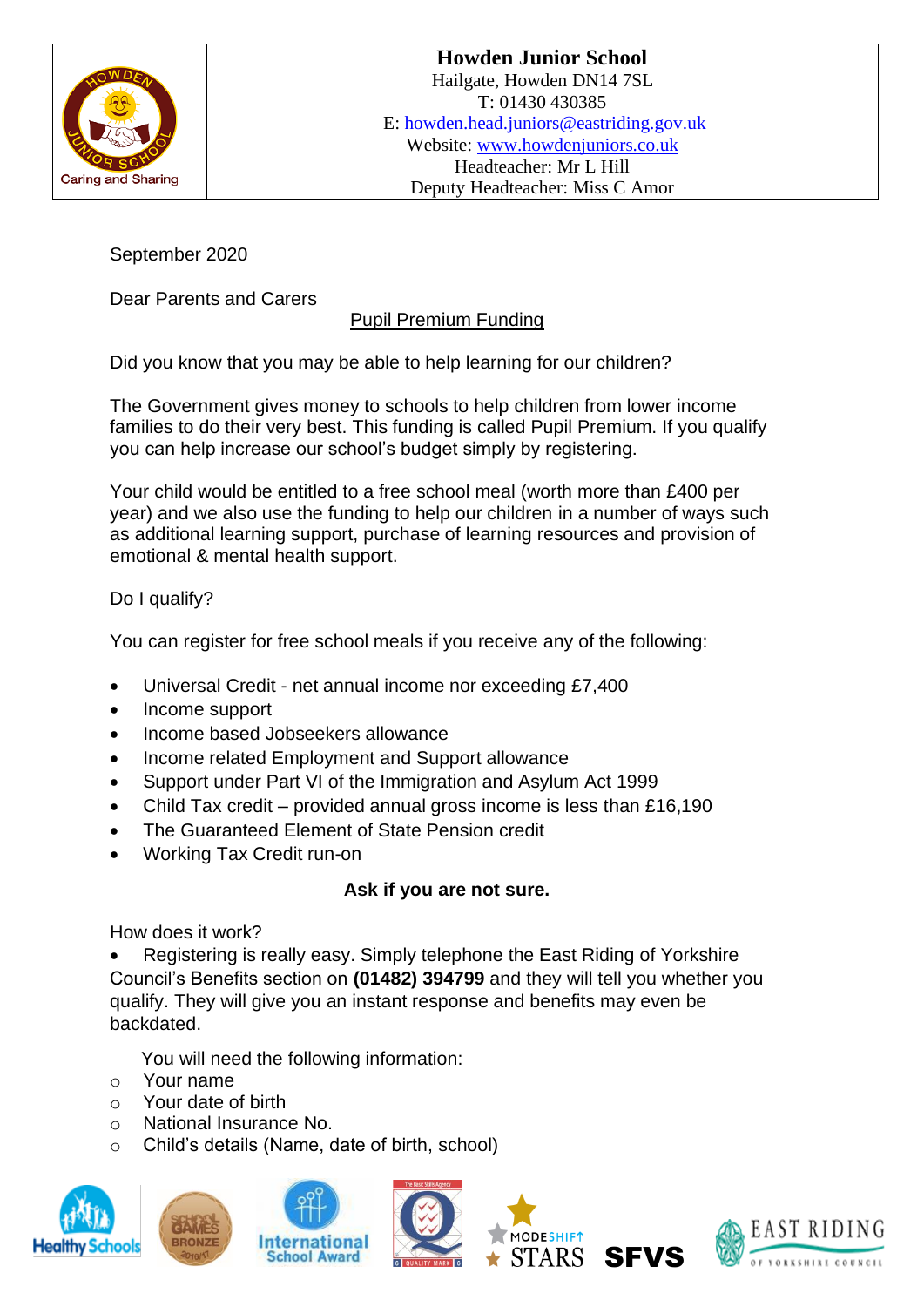| | Howden Junior School<br>Hailgate, Howden DN14 7SL<br>T: 01430 430385<br>E: howden.head.juniors@eastriding.gov.uk<br>Website: www.howdenjuniors.co.uk<br>Headteacher: Mr L Hill<br>Deputy Headteacher: Miss C Amor |
|---|---|

September 2020

Dear Parents and Carers

## Pupil Premium Funding

Did you know that you may be able to help learning for our children?

The Government gives money to schools to help children from lower income families to do their very best. This funding is called Pupil Premium. If you qualify you can help increase our school's budget simply by registering.

Your child would be entitled to a free school meal (worth more than £400 per year) and we also use the funding to help our children in a number of ways such as additional learning support, purchase of learning resources and provision of emotional & mental health support.

Do I qualify?

You can register for free school meals if you receive any of the following:

- Universal Credit - net annual income nor exceeding £7,400
- Income support
- Income based Jobseekers allowance
- Income related Employment and Support allowance
- Support under Part VI of the Immigration and Asylum Act 1999
- Child Tax credit – provided annual gross income is less than £16,190
- The Guaranteed Element of State Pension credit
- Working Tax Credit run-on

**Ask if you are not sure.**

How does it work?

- Registering is really easy. Simply telephone the East Riding of Yorkshire Council's Benefits section on **(01482) 394799** and they will tell you whether you qualify. They will give you an instant response and benefits may even be backdated.

You will need the following information:

- Your name
- Your date of birth
- National Insurance No.
- Child's details (Name, date of birth, school)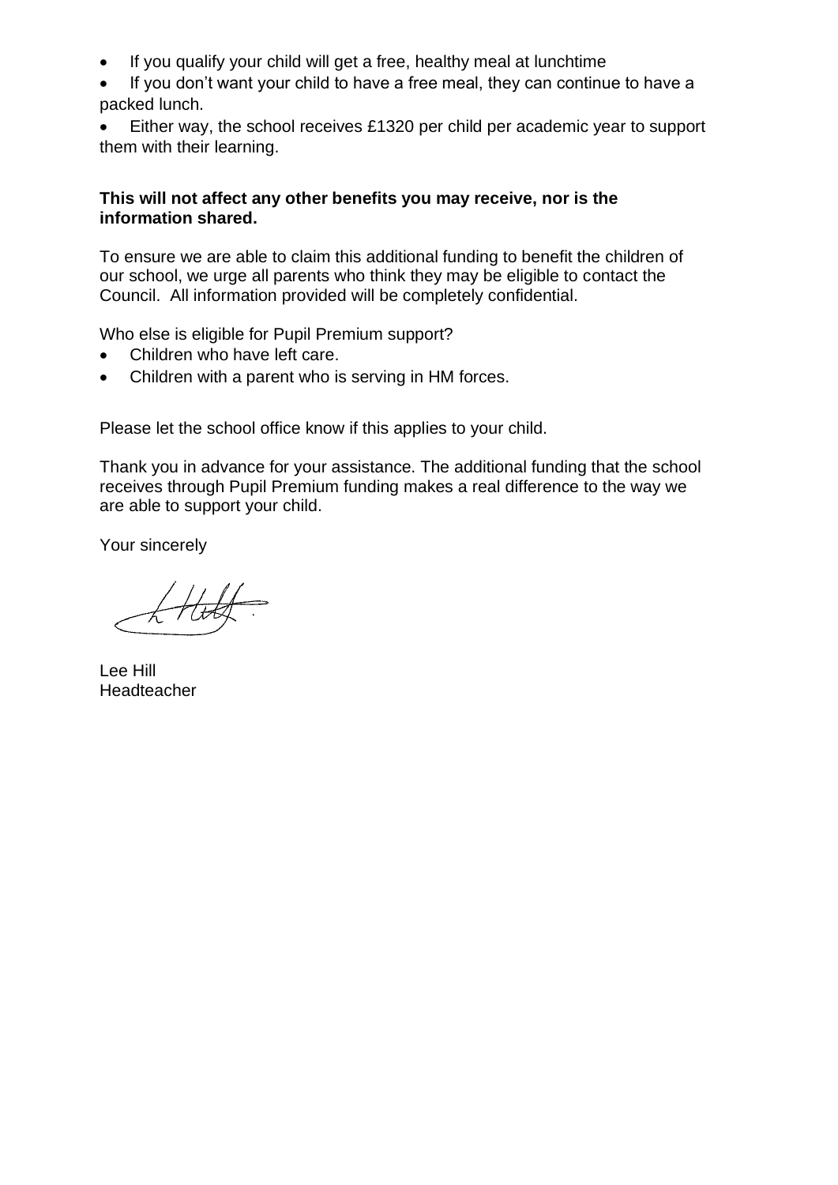- If you qualify your child will get a free, healthy meal at lunchtime
- If you don't want your child to have a free meal, they can continue to have a packed lunch.
- Either way, the school receives £1320 per child per academic year to support them with their learning.

**This will not affect any other benefits you may receive, nor is the information shared.**

To ensure we are able to claim this additional funding to benefit the children of our school, we urge all parents who think they may be eligible to contact the Council. All information provided will be completely confidential.

Who else is eligible for Pupil Premium support?

- Children who have left care.
- Children with a parent who is serving in HM forces.

Please let the school office know if this applies to your child.

Thank you in advance for your assistance. The additional funding that the school receives through Pupil Premium funding makes a real difference to the way we are able to support your child.

Your sincerely

Lee Hill
Headteacher